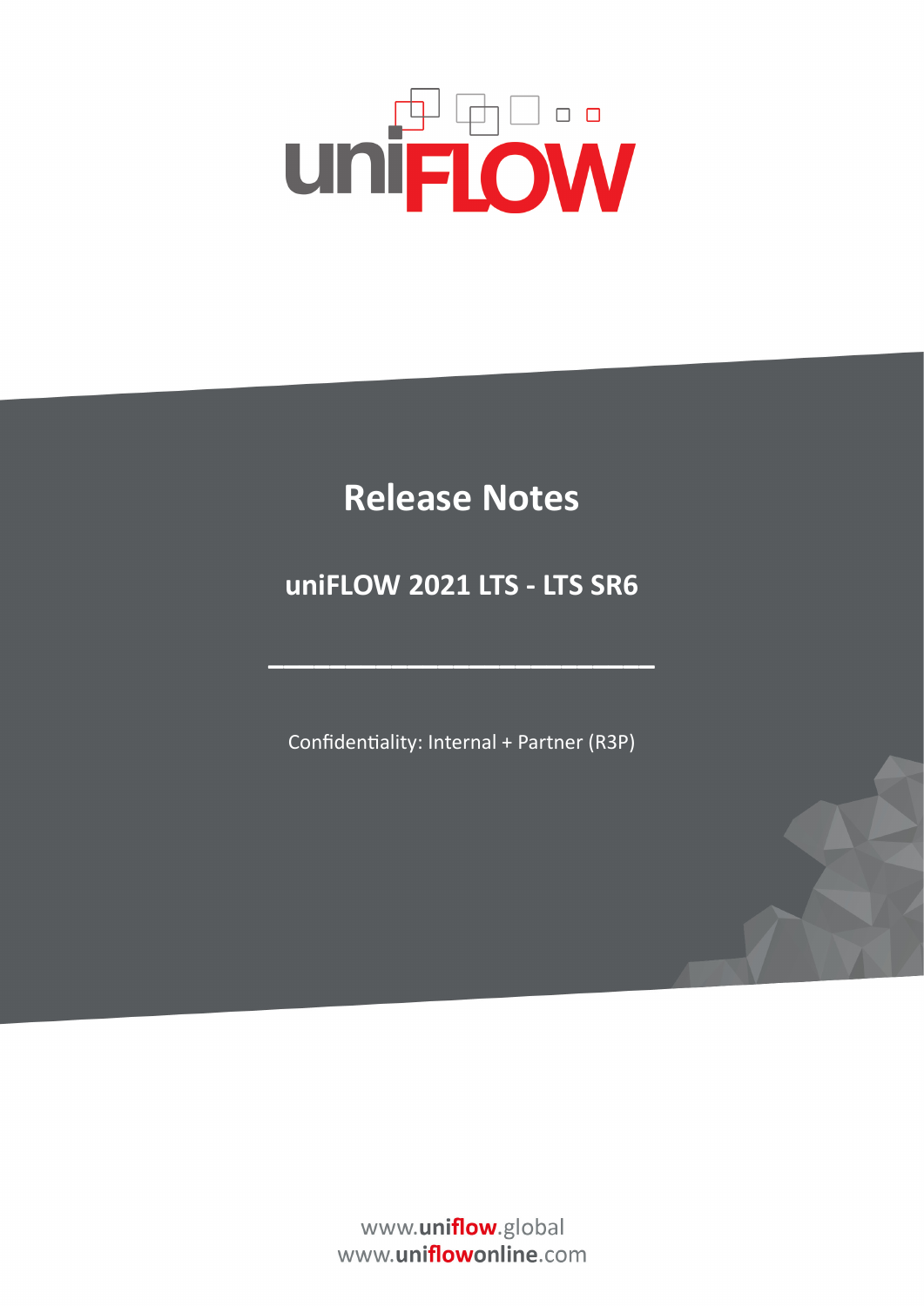# Release Notes

## uniFLOW 2021 LTS - LTS SR6

Confidentiality: Internal + Partner (R3P)

www.uniflow.global
www.uniflowonline.com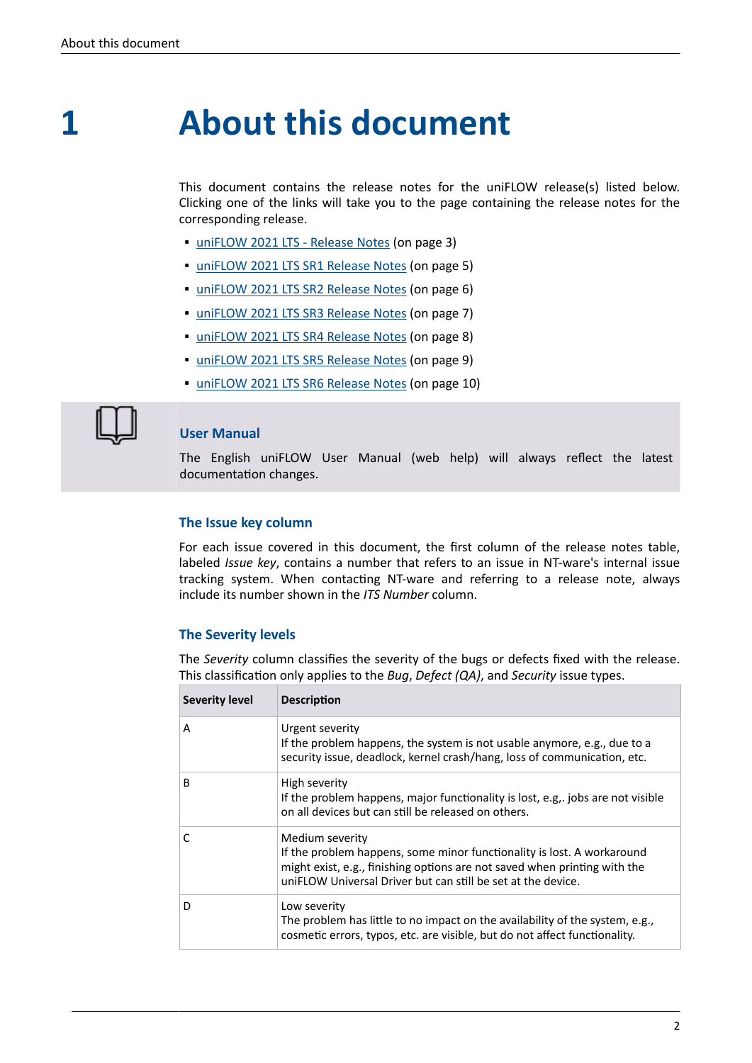# 1 About this document

This document contains the release notes for the uniFLOW release(s) listed below. Clicking one of the links will take you to the page containing the release notes for the corresponding release.

- uniFLOW 2021 LTS - Release Notes (on page 3)
- uniFLOW 2021 LTS SR1 Release Notes (on page 5)
- uniFLOW 2021 LTS SR2 Release Notes (on page 6)
- uniFLOW 2021 LTS SR3 Release Notes (on page 7)
- uniFLOW 2021 LTS SR4 Release Notes (on page 8)
- uniFLOW 2021 LTS SR5 Release Notes (on page 9)
- uniFLOW 2021 LTS SR6 Release Notes (on page 10)

### User Manual

The English uniFLOW User Manual (web help) will always reflect the latest documentation changes.

### The Issue key column

For each issue covered in this document, the first column of the release notes table, labeled *Issue key*, contains a number that refers to an issue in NT-ware's internal issue tracking system. When contacting NT-ware and referring to a release note, always include its number shown in the *ITS Number* column.

### The Severity levels

The *Severity* column classifies the severity of the bugs or defects fixed with the release. This classification only applies to the *Bug*, *Defect (QA)*, and *Security* issue types.

| Severity level | Description |
|---|---|
| A | Urgent severity<br>If the problem happens, the system is not usable anymore, e.g., due to a security issue, deadlock, kernel crash/hang, loss of communication, etc. |
| B | High severity<br>If the problem happens, major functionality is lost, e.g,. jobs are not visible on all devices but can still be released on others. |
| C | Medium severity<br>If the problem happens, some minor functionality is lost. A workaround might exist, e.g., finishing options are not saved when printing with the uniFLOW Universal Driver but can still be set at the device. |
| D | Low severity<br>The problem has little to no impact on the availability of the system, e.g., cosmetic errors, typos, etc. are visible, but do not affect functionality. |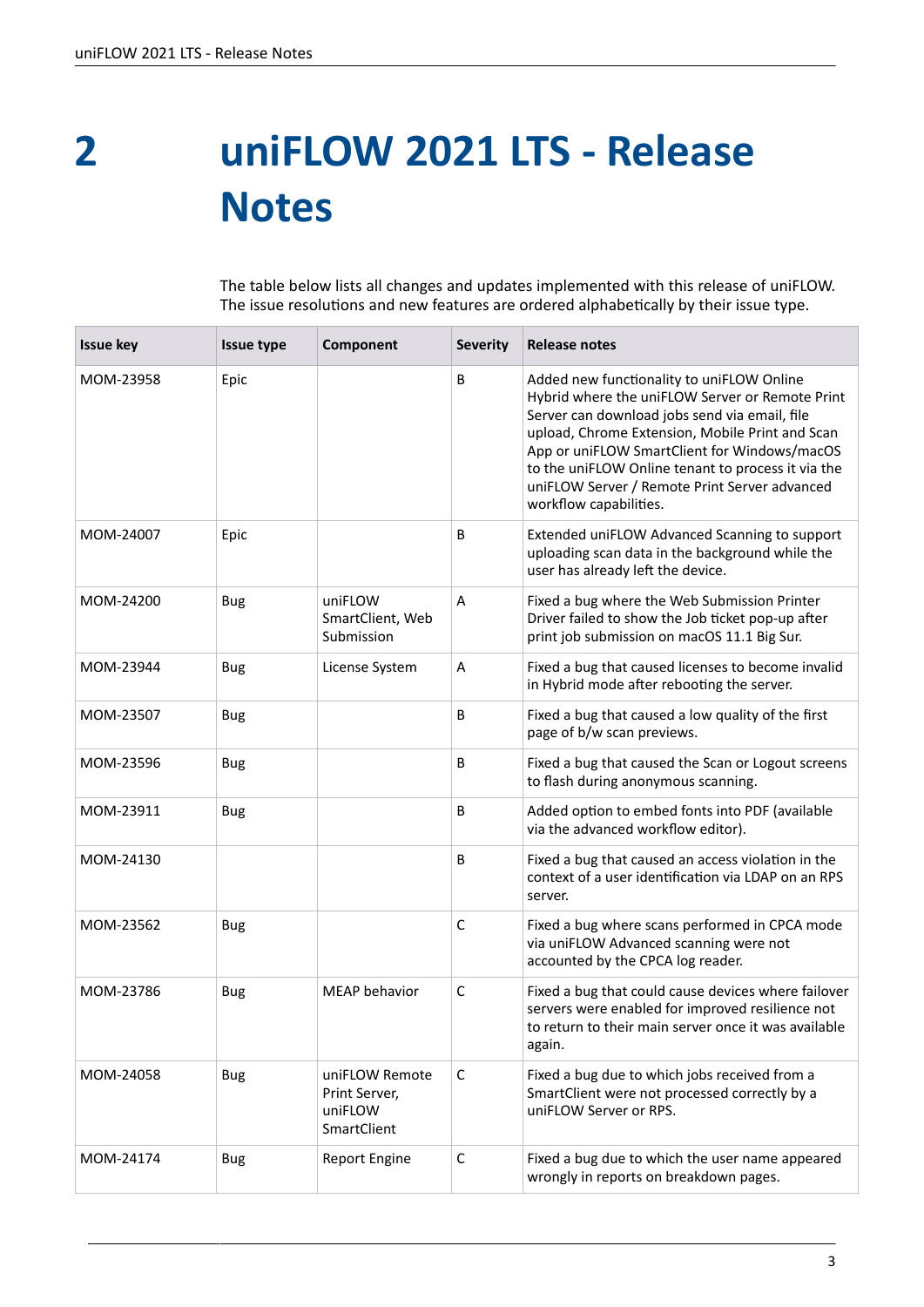# 2 uniFLOW 2021 LTS - Release Notes

The table below lists all changes and updates implemented with this release of uniFLOW. The issue resolutions and new features are ordered alphabetically by their issue type.

| Issue key | Issue type | Component | Severity | Release notes |
|---|---|---|---|---|
| MOM-23958 | Epic | | B | Added new functionality to uniFLOW Online Hybrid where the uniFLOW Server or Remote Print Server can download jobs send via email, file upload, Chrome Extension, Mobile Print and Scan App or uniFLOW SmartClient for Windows/macOS to the uniFLOW Online tenant to process it via the uniFLOW Server / Remote Print Server advanced workflow capabilities. |
| MOM-24007 | Epic | | B | Extended uniFLOW Advanced Scanning to support uploading scan data in the background while the user has already left the device. |
| MOM-24200 | Bug | uniFLOW SmartClient, Web Submission | A | Fixed a bug where the Web Submission Printer Driver failed to show the Job ticket pop-up after print job submission on macOS 11.1 Big Sur. |
| MOM-23944 | Bug | License System | A | Fixed a bug that caused licenses to become invalid in Hybrid mode after rebooting the server. |
| MOM-23507 | Bug | | B | Fixed a bug that caused a low quality of the first page of b/w scan previews. |
| MOM-23596 | Bug | | B | Fixed a bug that caused the Scan or Logout screens to flash during anonymous scanning. |
| MOM-23911 | Bug | | B | Added option to embed fonts into PDF (available via the advanced workflow editor). |
| MOM-24130 | | | B | Fixed a bug that caused an access violation in the context of a user identification via LDAP on an RPS server. |
| MOM-23562 | Bug | | C | Fixed a bug where scans performed in CPCA mode via uniFLOW Advanced scanning were not accounted by the CPCA log reader. |
| MOM-23786 | Bug | MEAP behavior | C | Fixed a bug that could cause devices where failover servers were enabled for improved resilience not to return to their main server once it was available again. |
| MOM-24058 | Bug | uniFLOW Remote Print Server, uniFLOW SmartClient | C | Fixed a bug due to which jobs received from a SmartClient were not processed correctly by a uniFLOW Server or RPS. |
| MOM-24174 | Bug | Report Engine | C | Fixed a bug due to which the user name appeared wrongly in reports on breakdown pages. |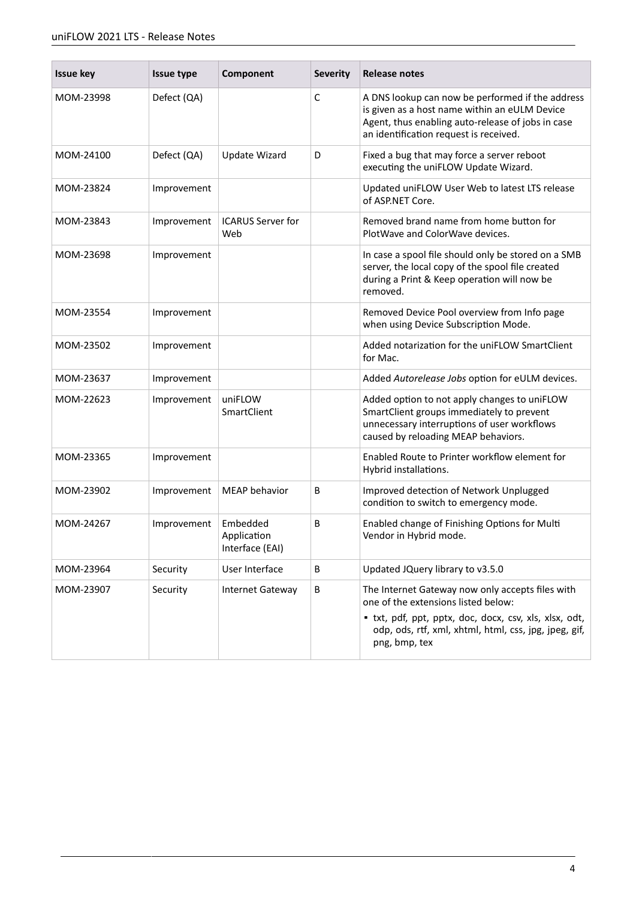| Issue key | Issue type | Component | Severity | Release notes |
|---|---|---|---|---|
| MOM-23998 | Defect (QA) | | C | A DNS lookup can now be performed if the address is given as a host name within an eULM Device Agent, thus enabling auto-release of jobs in case an identification request is received. |
| MOM-24100 | Defect (QA) | Update Wizard | D | Fixed a bug that may force a server reboot executing the uniFLOW Update Wizard. |
| MOM-23824 | Improvement | | | Updated uniFLOW User Web to latest LTS release of ASP.NET Core. |
| MOM-23843 | Improvement | ICARUS Server for Web | | Removed brand name from home button for PlotWave and ColorWave devices. |
| MOM-23698 | Improvement | | | In case a spool file should only be stored on a SMB server, the local copy of the spool file created during a Print & Keep operation will now be removed. |
| MOM-23554 | Improvement | | | Removed Device Pool overview from Info page when using Device Subscription Mode. |
| MOM-23502 | Improvement | | | Added notarization for the uniFLOW SmartClient for Mac. |
| MOM-23637 | Improvement | | | Added *Autorelease Jobs* option for eULM devices. |
| MOM-22623 | Improvement | uniFLOW SmartClient | | Added option to not apply changes to uniFLOW SmartClient groups immediately to prevent unnecessary interruptions of user workflows caused by reloading MEAP behaviors. |
| MOM-23365 | Improvement | | | Enabled Route to Printer workflow element for Hybrid installations. |
| MOM-23902 | Improvement | MEAP behavior | B | Improved detection of Network Unplugged condition to switch to emergency mode. |
| MOM-24267 | Improvement | Embedded Application Interface (EAI) | B | Enabled change of Finishing Options for Multi Vendor in Hybrid mode. |
| MOM-23964 | Security | User Interface | B | Updated JQuery library to v3.5.0 |
| MOM-23907 | Security | Internet Gateway | B | The Internet Gateway now only accepts files with one of the extensions listed below:<br>▪ txt, pdf, ppt, pptx, doc, docx, csv, xls, xlsx, odt, odp, ods, rtf, xml, xhtml, html, css, jpg, jpeg, gif, png, bmp, tex |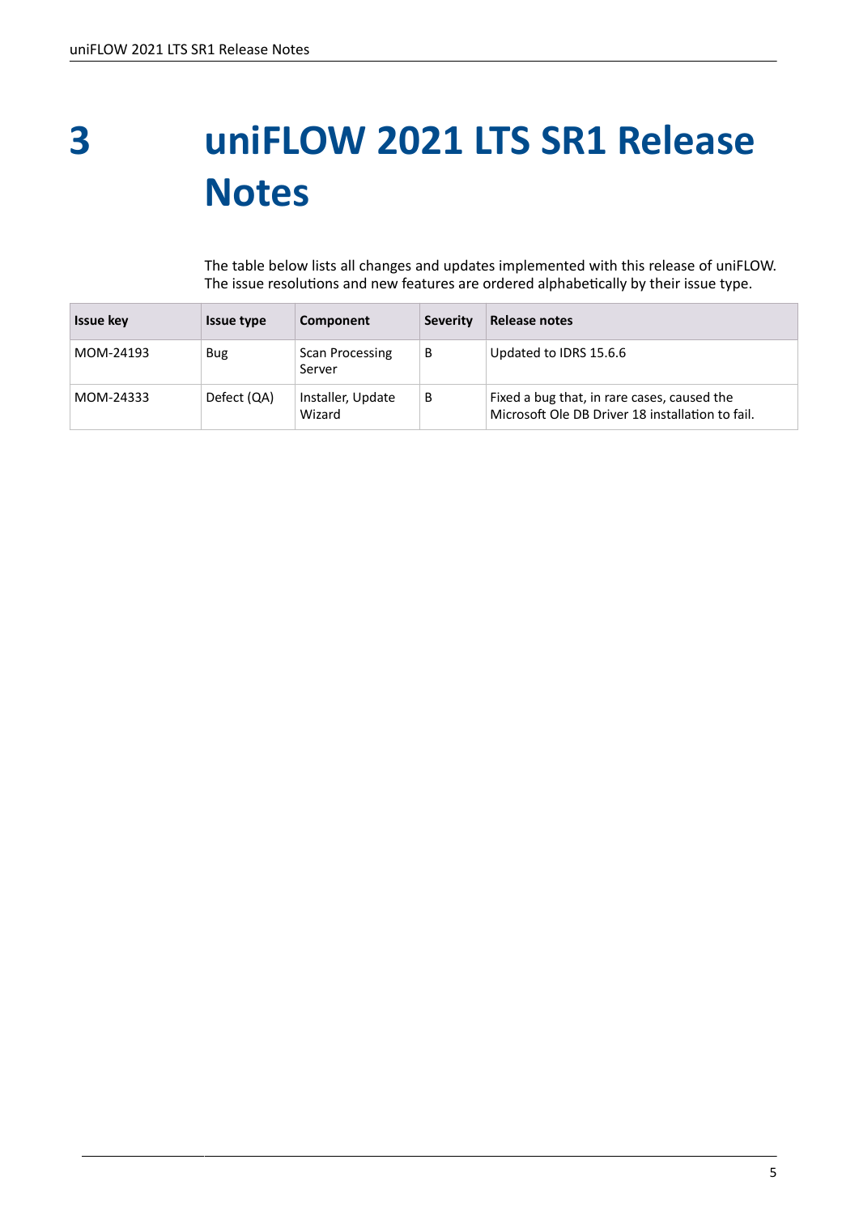# 3 uniFLOW 2021 LTS SR1 Release Notes

The table below lists all changes and updates implemented with this release of uniFLOW. The issue resolutions and new features are ordered alphabetically by their issue type.

| Issue key | Issue type | Component | Severity | Release notes |
|---|---|---|---|---|
| MOM-24193 | Bug | Scan Processing Server | B | Updated to IDRS 15.6.6 |
| MOM-24333 | Defect (QA) | Installer, Update Wizard | B | Fixed a bug that, in rare cases, caused the Microsoft Ole DB Driver 18 installation to fail. |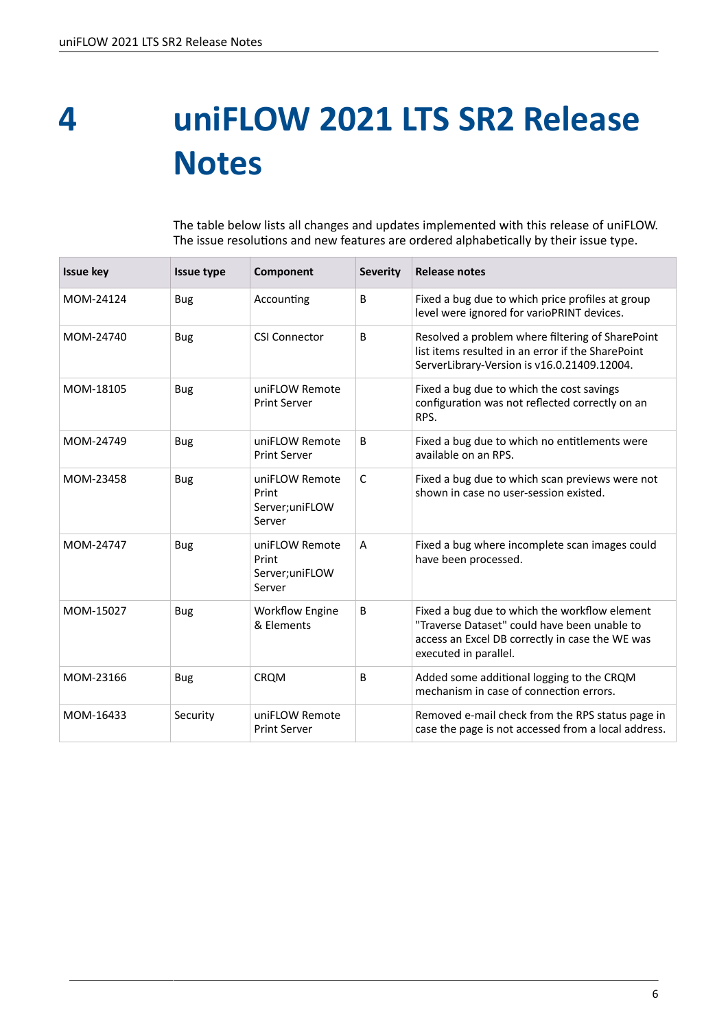# 4 uniFLOW 2021 LTS SR2 Release Notes

The table below lists all changes and updates implemented with this release of uniFLOW. The issue resolutions and new features are ordered alphabetically by their issue type.

| Issue key | Issue type | Component | Severity | Release notes |
|---|---|---|---|---|
| MOM-24124 | Bug | Accounting | B | Fixed a bug due to which price profiles at group level were ignored for varioPRINT devices. |
| MOM-24740 | Bug | CSI Connector | B | Resolved a problem where filtering of SharePoint list items resulted in an error if the SharePoint ServerLibrary-Version is v16.0.21409.12004. |
| MOM-18105 | Bug | uniFLOW Remote Print Server | | Fixed a bug due to which the cost savings configuration was not reflected correctly on an RPS. |
| MOM-24749 | Bug | uniFLOW Remote Print Server | B | Fixed a bug due to which no entitlements were available on an RPS. |
| MOM-23458 | Bug | uniFLOW Remote Print Server;uniFLOW Server | C | Fixed a bug due to which scan previews were not shown in case no user-session existed. |
| MOM-24747 | Bug | uniFLOW Remote Print Server;uniFLOW Server | A | Fixed a bug where incomplete scan images could have been processed. |
| MOM-15027 | Bug | Workflow Engine & Elements | B | Fixed a bug due to which the workflow element "Traverse Dataset" could have been unable to access an Excel DB correctly in case the WE was executed in parallel. |
| MOM-23166 | Bug | CRQM | B | Added some additional logging to the CRQM mechanism in case of connection errors. |
| MOM-16433 | Security | uniFLOW Remote Print Server | | Removed e-mail check from the RPS status page in case the page is not accessed from a local address. |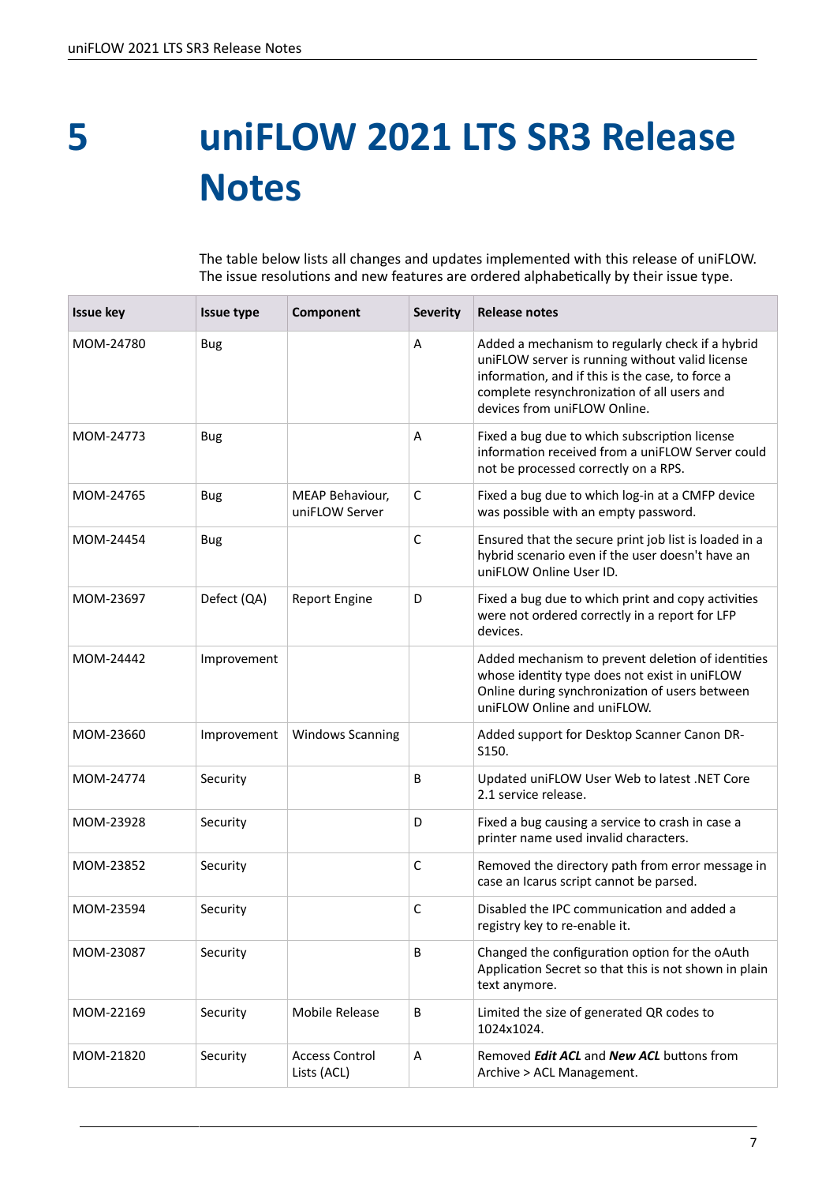# 5 uniFLOW 2021 LTS SR3 Release Notes

The table below lists all changes and updates implemented with this release of uniFLOW. The issue resolutions and new features are ordered alphabetically by their issue type.

| Issue key | Issue type | Component | Severity | Release notes |
|---|---|---|---|---|
| MOM-24780 | Bug | | A | Added a mechanism to regularly check if a hybrid uniFLOW server is running without valid license information, and if this is the case, to force a complete resynchronization of all users and devices from uniFLOW Online. |
| MOM-24773 | Bug | | A | Fixed a bug due to which subscription license information received from a uniFLOW Server could not be processed correctly on a RPS. |
| MOM-24765 | Bug | MEAP Behaviour, uniFLOW Server | C | Fixed a bug due to which log-in at a CMFP device was possible with an empty password. |
| MOM-24454 | Bug | | C | Ensured that the secure print job list is loaded in a hybrid scenario even if the user doesn't have an uniFLOW Online User ID. |
| MOM-23697 | Defect (QA) | Report Engine | D | Fixed a bug due to which print and copy activities were not ordered correctly in a report for LFP devices. |
| MOM-24442 | Improvement | | | Added mechanism to prevent deletion of identities whose identity type does not exist in uniFLOW Online during synchronization of users between uniFLOW Online and uniFLOW. |
| MOM-23660 | Improvement | Windows Scanning | | Added support for Desktop Scanner Canon DR-S150. |
| MOM-24774 | Security | | B | Updated uniFLOW User Web to latest .NET Core 2.1 service release. |
| MOM-23928 | Security | | D | Fixed a bug causing a service to crash in case a printer name used invalid characters. |
| MOM-23852 | Security | | C | Removed the directory path from error message in case an Icarus script cannot be parsed. |
| MOM-23594 | Security | | C | Disabled the IPC communication and added a registry key to re-enable it. |
| MOM-23087 | Security | | B | Changed the configuration option for the oAuth Application Secret so that this is not shown in plain text anymore. |
| MOM-22169 | Security | Mobile Release | B | Limited the size of generated QR codes to 1024x1024. |
| MOM-21820 | Security | Access Control Lists (ACL) | A | Removed ***Edit ACL*** and ***New ACL*** buttons from Archive > ACL Management. |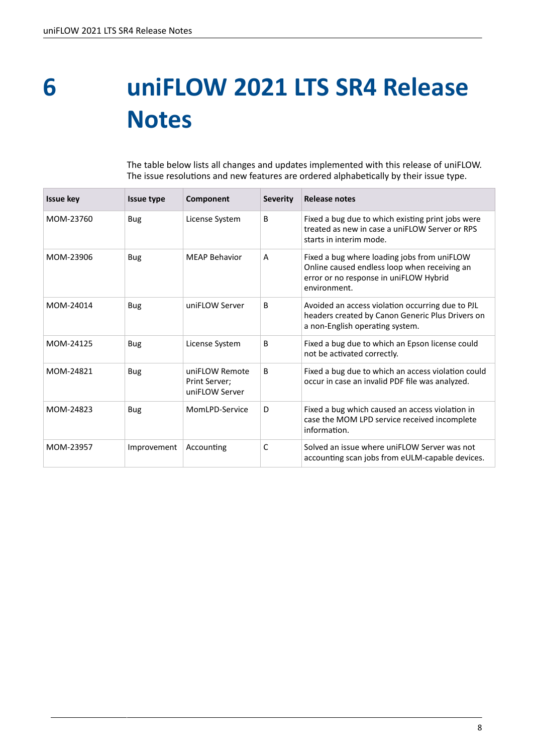# 6 uniFLOW 2021 LTS SR4 Release Notes

The table below lists all changes and updates implemented with this release of uniFLOW. The issue resolutions and new features are ordered alphabetically by their issue type.

| Issue key | Issue type | Component | Severity | Release notes |
|---|---|---|---|---|
| MOM-23760 | Bug | License System | B | Fixed a bug due to which existing print jobs were treated as new in case a uniFLOW Server or RPS starts in interim mode. |
| MOM-23906 | Bug | MEAP Behavior | A | Fixed a bug where loading jobs from uniFLOW Online caused endless loop when receiving an error or no response in uniFLOW Hybrid environment. |
| MOM-24014 | Bug | uniFLOW Server | B | Avoided an access violation occurring due to PJL headers created by Canon Generic Plus Drivers on a non-English operating system. |
| MOM-24125 | Bug | License System | B | Fixed a bug due to which an Epson license could not be activated correctly. |
| MOM-24821 | Bug | uniFLOW Remote Print Server; uniFLOW Server | B | Fixed a bug due to which an access violation could occur in case an invalid PDF file was analyzed. |
| MOM-24823 | Bug | MomLPD-Service | D | Fixed a bug which caused an access violation in case the MOM LPD service received incomplete information. |
| MOM-23957 | Improvement | Accounting | C | Solved an issue where uniFLOW Server was not accounting scan jobs from eULM-capable devices. |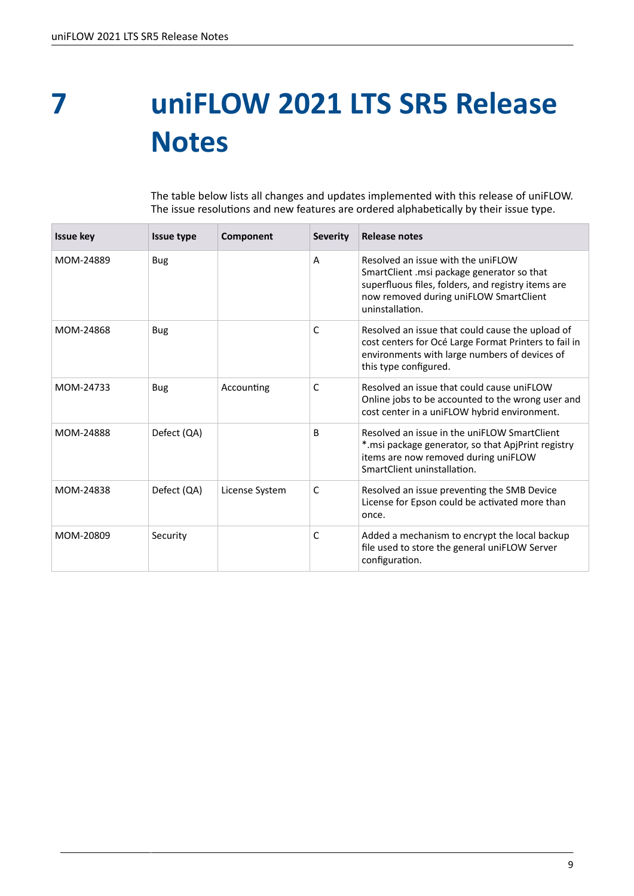# 7 uniFLOW 2021 LTS SR5 Release Notes

The table below lists all changes and updates implemented with this release of uniFLOW. The issue resolutions and new features are ordered alphabetically by their issue type.

| Issue key | Issue type | Component | Severity | Release notes |
| --- | --- | --- | --- | --- |
| MOM-24889 | Bug | | A | Resolved an issue with the uniFLOW SmartClient .msi package generator so that superfluous files, folders, and registry items are now removed during uniFLOW SmartClient uninstallation. |
| MOM-24868 | Bug | | C | Resolved an issue that could cause the upload of cost centers for Océ Large Format Printers to fail in environments with large numbers of devices of this type configured. |
| MOM-24733 | Bug | Accounting | C | Resolved an issue that could cause uniFLOW Online jobs to be accounted to the wrong user and cost center in a uniFLOW hybrid environment. |
| MOM-24888 | Defect (QA) | | B | Resolved an issue in the uniFLOW SmartClient *.msi package generator, so that ApjPrint registry items are now removed during uniFLOW SmartClient uninstallation. |
| MOM-24838 | Defect (QA) | License System | C | Resolved an issue preventing the SMB Device License for Epson could be activated more than once. |
| MOM-20809 | Security | | C | Added a mechanism to encrypt the local backup file used to store the general uniFLOW Server configuration. |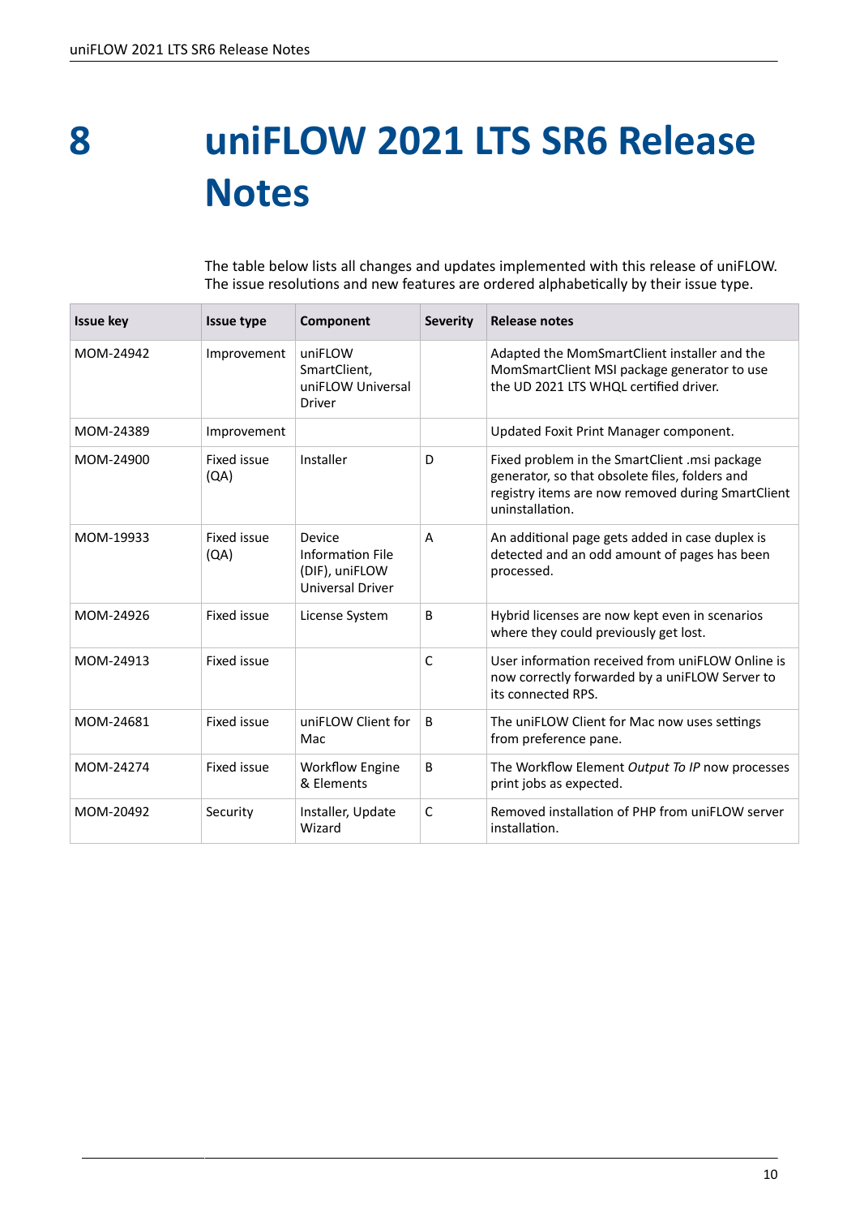# 8 uniFLOW 2021 LTS SR6 Release Notes

The table below lists all changes and updates implemented with this release of uniFLOW. The issue resolutions and new features are ordered alphabetically by their issue type.

| Issue key | Issue type | Component | Severity | Release notes |
|---|---|---|---|---|
| MOM-24942 | Improvement | uniFLOW SmartClient, uniFLOW Universal Driver | | Adapted the MomSmartClient installer and the MomSmartClient MSI package generator to use the UD 2021 LTS WHQL certified driver. |
| MOM-24389 | Improvement | | | Updated Foxit Print Manager component. |
| MOM-24900 | Fixed issue (QA) | Installer | D | Fixed problem in the SmartClient .msi package generator, so that obsolete files, folders and registry items are now removed during SmartClient uninstallation. |
| MOM-19933 | Fixed issue (QA) | Device Information File (DIF), uniFLOW Universal Driver | A | An additional page gets added in case duplex is detected and an odd amount of pages has been processed. |
| MOM-24926 | Fixed issue | License System | B | Hybrid licenses are now kept even in scenarios where they could previously get lost. |
| MOM-24913 | Fixed issue | | C | User information received from uniFLOW Online is now correctly forwarded by a uniFLOW Server to its connected RPS. |
| MOM-24681 | Fixed issue | uniFLOW Client for Mac | B | The uniFLOW Client for Mac now uses settings from preference pane. |
| MOM-24274 | Fixed issue | Workflow Engine & Elements | B | The Workflow Element *Output To IP* now processes print jobs as expected. |
| MOM-20492 | Security | Installer, Update Wizard | C | Removed installation of PHP from uniFLOW server installation. |